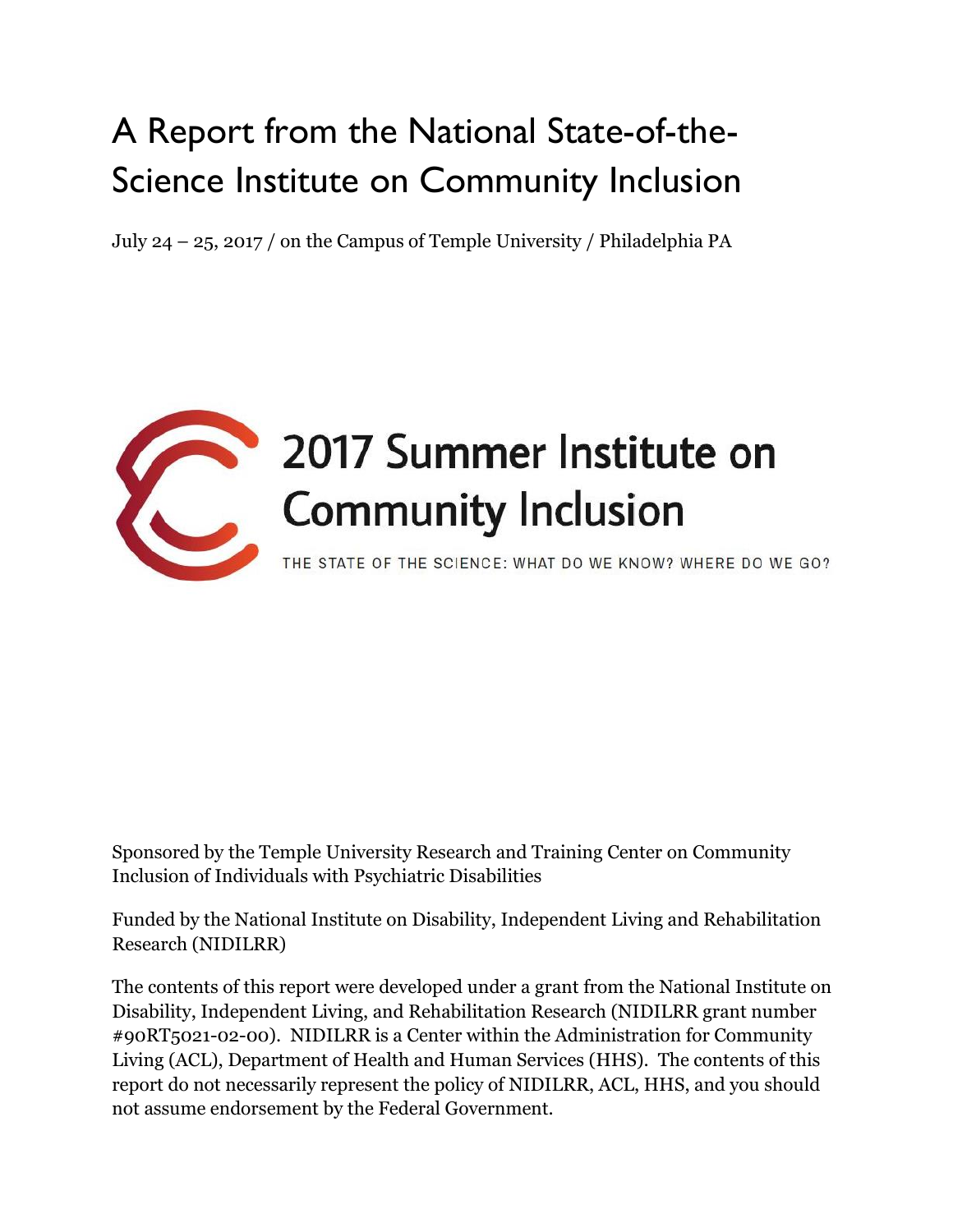# A Report from the National State-of-the-Science Institute on Community Inclusion

July 24 – 25, 2017 / on the Campus of Temple University / Philadelphia PA

## 2017 Summer Institute on Community Inclusion

THE STATE OF THE SCIENCE: WHAT DO WE KNOW? WHERE DO WE GO?

Sponsored by the Temple University Research and Training Center on Community Inclusion of Individuals with Psychiatric Disabilities

Funded by the National Institute on Disability, Independent Living and Rehabilitation Research (NIDILRR)

The contents of this report were developed under a grant from the National Institute on Disability, Independent Living, and Rehabilitation Research (NIDILRR grant number #90RT5021-02-00). NIDILRR is a Center within the Administration for Community Living (ACL), Department of Health and Human Services (HHS). The contents of this report do not necessarily represent the policy of NIDILRR, ACL, HHS, and you should not assume endorsement by the Federal Government.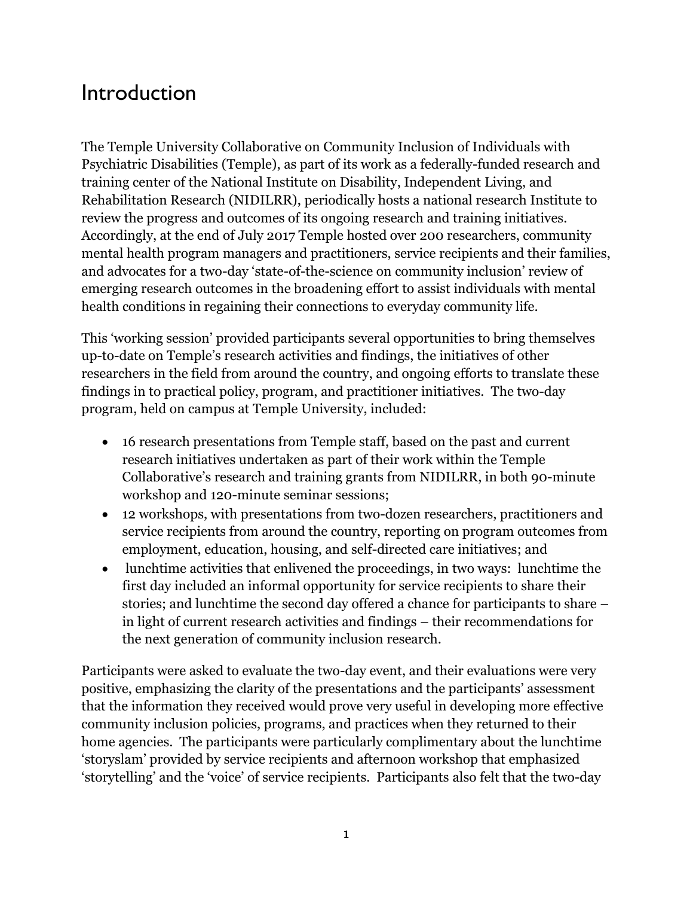# Introduction

The Temple University Collaborative on Community Inclusion of Individuals with Psychiatric Disabilities (Temple), as part of its work as a federally-funded research and training center of the National Institute on Disability, Independent Living, and Rehabilitation Research (NIDILRR), periodically hosts a national research Institute to review the progress and outcomes of its ongoing research and training initiatives. Accordingly, at the end of July 2017 Temple hosted over 200 researchers, community mental health program managers and practitioners, service recipients and their families, and advocates for a two-day 'state-of-the-science on community inclusion' review of emerging research outcomes in the broadening effort to assist individuals with mental health conditions in regaining their connections to everyday community life.

This 'working session' provided participants several opportunities to bring themselves up-to-date on Temple's research activities and findings, the initiatives of other researchers in the field from around the country, and ongoing efforts to translate these findings in to practical policy, program, and practitioner initiatives. The two-day program, held on campus at Temple University, included:

- 16 research presentations from Temple staff, based on the past and current research initiatives undertaken as part of their work within the Temple Collaborative's research and training grants from NIDILRR, in both 90-minute workshop and 120-minute seminar sessions;
- 12 workshops, with presentations from two-dozen researchers, practitioners and service recipients from around the country, reporting on program outcomes from employment, education, housing, and self-directed care initiatives; and
- lunchtime activities that enlivened the proceedings, in two ways: lunchtime the first day included an informal opportunity for service recipients to share their stories; and lunchtime the second day offered a chance for participants to share – in light of current research activities and findings – their recommendations for the next generation of community inclusion research.

Participants were asked to evaluate the two-day event, and their evaluations were very positive, emphasizing the clarity of the presentations and the participants' assessment that the information they received would prove very useful in developing more effective community inclusion policies, programs, and practices when they returned to their home agencies. The participants were particularly complimentary about the lunchtime 'storyslam' provided by service recipients and afternoon workshop that emphasized 'storytelling' and the 'voice' of service recipients. Participants also felt that the two-day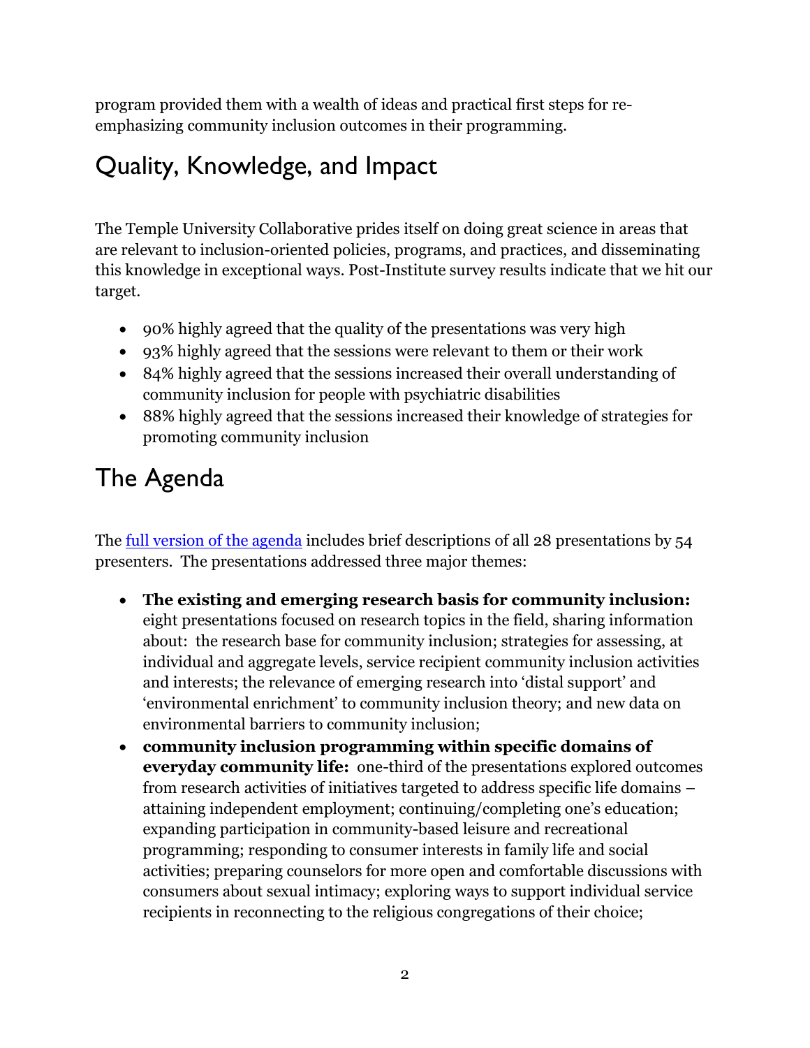program provided them with a wealth of ideas and practical first steps for re-emphasizing community inclusion outcomes in their programming.

## Quality, Knowledge, and Impact

The Temple University Collaborative prides itself on doing great science in areas that are relevant to inclusion-oriented policies, programs, and practices, and disseminating this knowledge in exceptional ways. Post-Institute survey results indicate that we hit our target.

- 90% highly agreed that the quality of the presentations was very high
- 93% highly agreed that the sessions were relevant to them or their work
- 84% highly agreed that the sessions increased their overall understanding of community inclusion for people with psychiatric disabilities
- 88% highly agreed that the sessions increased their knowledge of strategies for promoting community inclusion

## The Agenda

The [full version of the agenda]() includes brief descriptions of all 28 presentations by 54 presenters. The presentations addressed three major themes:

- **The existing and emerging research basis for community inclusion:** eight presentations focused on research topics in the field, sharing information about: the research base for community inclusion; strategies for assessing, at individual and aggregate levels, service recipient community inclusion activities and interests; the relevance of emerging research into 'distal support' and 'environmental enrichment' to community inclusion theory; and new data on environmental barriers to community inclusion;
- **community inclusion programming within specific domains of everyday community life:** one-third of the presentations explored outcomes from research activities of initiatives targeted to address specific life domains – attaining independent employment; continuing/completing one's education; expanding participation in community-based leisure and recreational programming; responding to consumer interests in family life and social activities; preparing counselors for more open and comfortable discussions with consumers about sexual intimacy; exploring ways to support individual service recipients in reconnecting to the religious congregations of their choice;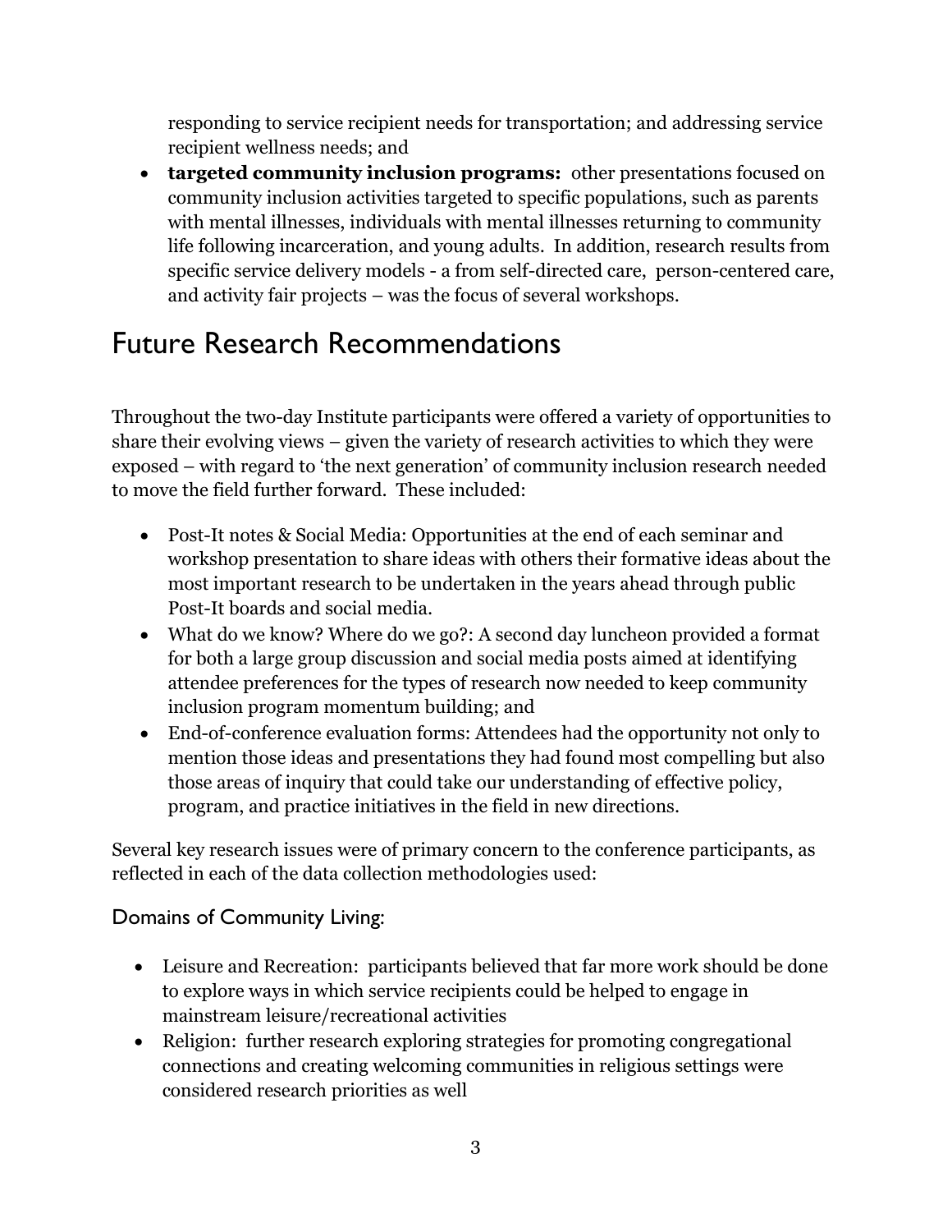responding to service recipient needs for transportation; and addressing service recipient wellness needs; and

- **targeted community inclusion programs:** other presentations focused on community inclusion activities targeted to specific populations, such as parents with mental illnesses, individuals with mental illnesses returning to community life following incarceration, and young adults. In addition, research results from specific service delivery models - a from self-directed care, person-centered care, and activity fair projects – was the focus of several workshops.

# Future Research Recommendations

Throughout the two-day Institute participants were offered a variety of opportunities to share their evolving views – given the variety of research activities to which they were exposed – with regard to 'the next generation' of community inclusion research needed to move the field further forward. These included:

- Post-It notes & Social Media: Opportunities at the end of each seminar and workshop presentation to share ideas with others their formative ideas about the most important research to be undertaken in the years ahead through public Post-It boards and social media.
- What do we know? Where do we go?: A second day luncheon provided a format for both a large group discussion and social media posts aimed at identifying attendee preferences for the types of research now needed to keep community inclusion program momentum building; and
- End-of-conference evaluation forms: Attendees had the opportunity not only to mention those ideas and presentations they had found most compelling but also those areas of inquiry that could take our understanding of effective policy, program, and practice initiatives in the field in new directions.

Several key research issues were of primary concern to the conference participants, as reflected in each of the data collection methodologies used:

## Domains of Community Living:

- Leisure and Recreation: participants believed that far more work should be done to explore ways in which service recipients could be helped to engage in mainstream leisure/recreational activities
- Religion: further research exploring strategies for promoting congregational connections and creating welcoming communities in religious settings were considered research priorities as well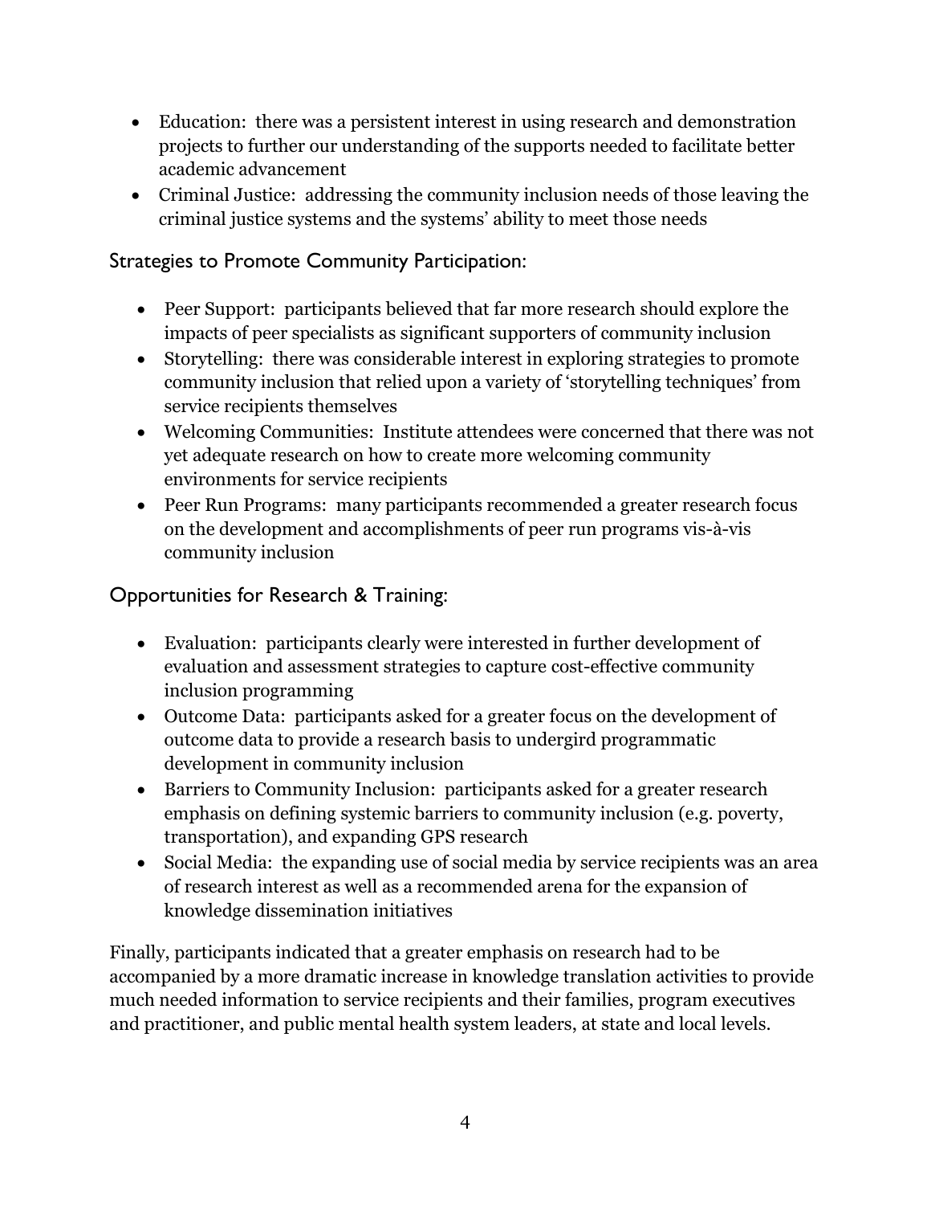- Education: there was a persistent interest in using research and demonstration projects to further our understanding of the supports needed to facilitate better academic advancement
- Criminal Justice: addressing the community inclusion needs of those leaving the criminal justice systems and the systems' ability to meet those needs

## Strategies to Promote Community Participation:

- Peer Support: participants believed that far more research should explore the impacts of peer specialists as significant supporters of community inclusion
- Storytelling: there was considerable interest in exploring strategies to promote community inclusion that relied upon a variety of 'storytelling techniques' from service recipients themselves
- Welcoming Communities: Institute attendees were concerned that there was not yet adequate research on how to create more welcoming community environments for service recipients
- Peer Run Programs: many participants recommended a greater research focus on the development and accomplishments of peer run programs vis-à-vis community inclusion

## Opportunities for Research & Training:

- Evaluation: participants clearly were interested in further development of evaluation and assessment strategies to capture cost-effective community inclusion programming
- Outcome Data: participants asked for a greater focus on the development of outcome data to provide a research basis to undergird programmatic development in community inclusion
- Barriers to Community Inclusion: participants asked for a greater research emphasis on defining systemic barriers to community inclusion (e.g. poverty, transportation), and expanding GPS research
- Social Media: the expanding use of social media by service recipients was an area of research interest as well as a recommended arena for the expansion of knowledge dissemination initiatives

Finally, participants indicated that a greater emphasis on research had to be accompanied by a more dramatic increase in knowledge translation activities to provide much needed information to service recipients and their families, program executives and practitioner, and public mental health system leaders, at state and local levels.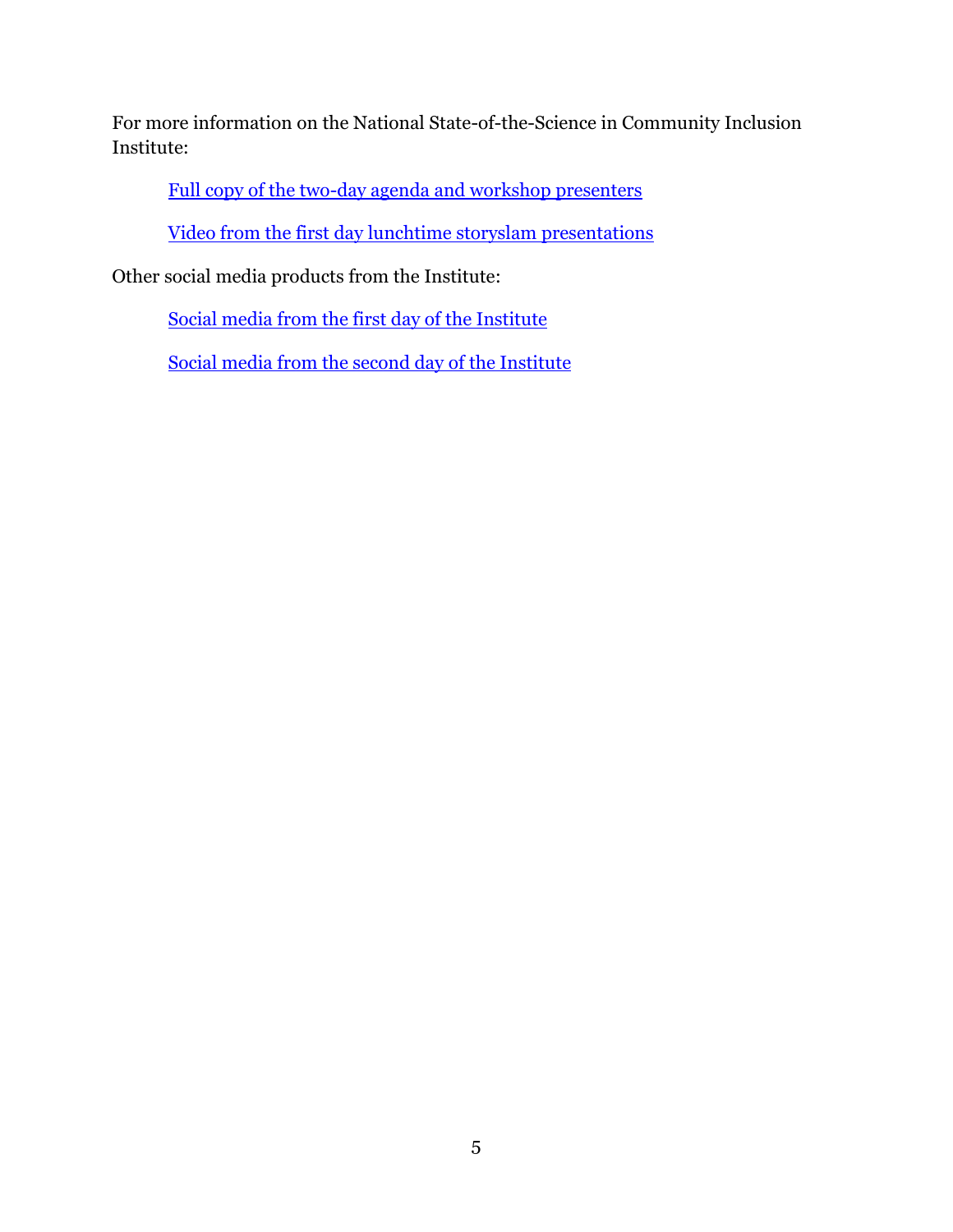For more information on the National State-of-the-Science in Community Inclusion Institute:

> Full copy of the two-day agenda and workshop presenters
>
> Video from the first day lunchtime storyslam presentations

Other social media products from the Institute:

> Social media from the first day of the Institute
>
> Social media from the second day of the Institute